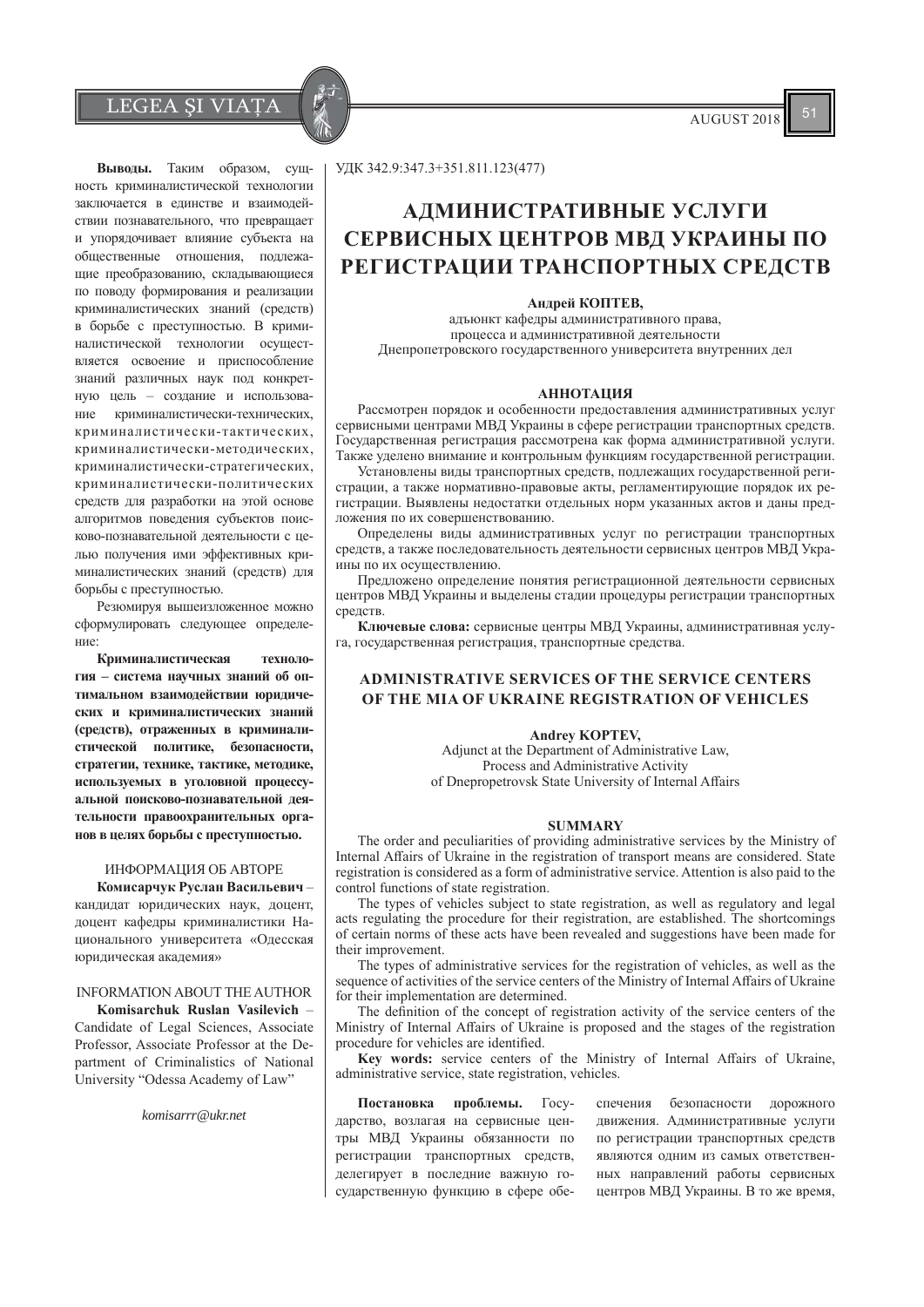**Выводы.** Таким образом, сущность криминалистической технологии заключается в единстве и взаимодействии познавательного, что превращает и упорядочивает влияние субъекта на общественные отношения, подлежащие преобразованию, складывающиеся по поводу формирования и реализации криминалистических знаний (средств) в борьбе с преступностью. В криминалистической технологии осуществляется освоение и приспособление знаний различных наук под конкретную цель – создание и использование криминалистически-технических, криминалистически-тактических, криминалистически-методических, криминалистически-стратегических, криминалистически-политических средств для разработки на этой основе алгоритмов поведения субъектов поисково-познавательной деятельности с целью получения ими эффективных криминалистических знаний (средств) для борьбы с преступностью.

Резюмируя вышеизложенное можно сформулировать следующее определение:

**Криминалистическая технология – система научных знаний об оптимальном взаимодействии юридических и криминалистических знаний (средств), отраженных в криминалистической политике, безопасности, стратегии, технике, тактике, методике, используемых в уголовной процессуальной поисково-познавательной деятельности правоохранительных органов в целях борьбы с преступностью.**

ИНФОРМАЦИЯ ОБ АВТОРЕ

**Комисарчук Руслан Васильевич** – кандидат юридических наук, доцент, доцент кафедры криминалистики Национального университета «Одесская юридическая академия»

INFORMATION ABOUT THE AUTHOR

**Komisarchuk Ruslan Vasilevich** – Candidate of Legal Sciences, Associate Professor, Associate Professor at the Department of Criminalistics of National University "Odessa Academy of Law"

*komisarrr@ukr.net*

УДК 342.9:347.3+351.811.123(477)

# АДМИНИСТРАТИВНЫЕ УСЛУГИ СЕРВИСНЫХ ЦЕНТРОВ МВД УКРАИНЫ ПО РЕГИСТРАЦИИ ТРАНСПОРТНЫХ СРЕДСТВ

**Андрей КОПТЕВ,**
адъюнкт кафедры административного права, процесса и административной деятельности Днепропетровского государственного университета внутренних дел

### АННОТАЦИЯ

Рассмотрен порядок и особенности предоставления административных услуг сервисными центрами МВД Украины в сфере регистрации транспортных средств. Государственная регистрация рассмотрена как форма административной услуги. Также уделено внимание и контрольным функциям государственной регистрации.

Установлены виды транспортных средств, подлежащих государственной регистрации, а также нормативно-правовые акты, регламентирующие порядок их регистрации. Выявлены недостатки отдельных норм указанных актов и даны предложения по их совершенствованию.

Определены виды административных услуг по регистрации транспортных средств, а также последовательность деятельности сервисных центров МВД Украины по их осуществлению.

Предложено определение понятия регистрационной деятельности сервисных центров МВД Украины и выделены стадии процедуры регистрации транспортных средств.

**Ключевые слова:** сервисные центры МВД Украины, административная услуга, государственная регистрация, транспортные средства.

## ADMINISTRATIVE SERVICES OF THE SERVICE CENTERS OF THE MIA OF UKRAINE REGISTRATION OF VEHICLES

**Andrey KOPTEV,**
Adjunct at the Department of Administrative Law, Process and Administrative Activity of Dnepropetrovsk State University of Internal Affairs

### SUMMARY

The order and peculiarities of providing administrative services by the Ministry of Internal Affairs of Ukraine in the registration of transport means are considered. State registration is considered as a form of administrative service. Attention is also paid to the control functions of state registration.

The types of vehicles subject to state registration, as well as regulatory and legal acts regulating the procedure for their registration, are established. The shortcomings of certain norms of these acts have been revealed and suggestions have been made for their improvement.

The types of administrative services for the registration of vehicles, as well as the sequence of activities of the service centers of the Ministry of Internal Affairs of Ukraine for their implementation are determined.

The definition of the concept of registration activity of the service centers of the Ministry of Internal Affairs of Ukraine is proposed and the stages of the registration procedure for vehicles are identified.

**Key words:** service centers of the Ministry of Internal Affairs of Ukraine, administrative service, state registration, vehicles.

**Постановка проблемы.** Государство, возлагая на сервисные центры МВД Украины обязанности по регистрации транспортных средств, делегирует в последние важную государственную функцию в сфере обеспечения безопасности дорожного движения. Административные услуги по регистрации транспортных средств являются одним из самых ответственных направлений работы сервисных центров МВД Украины. В то же время,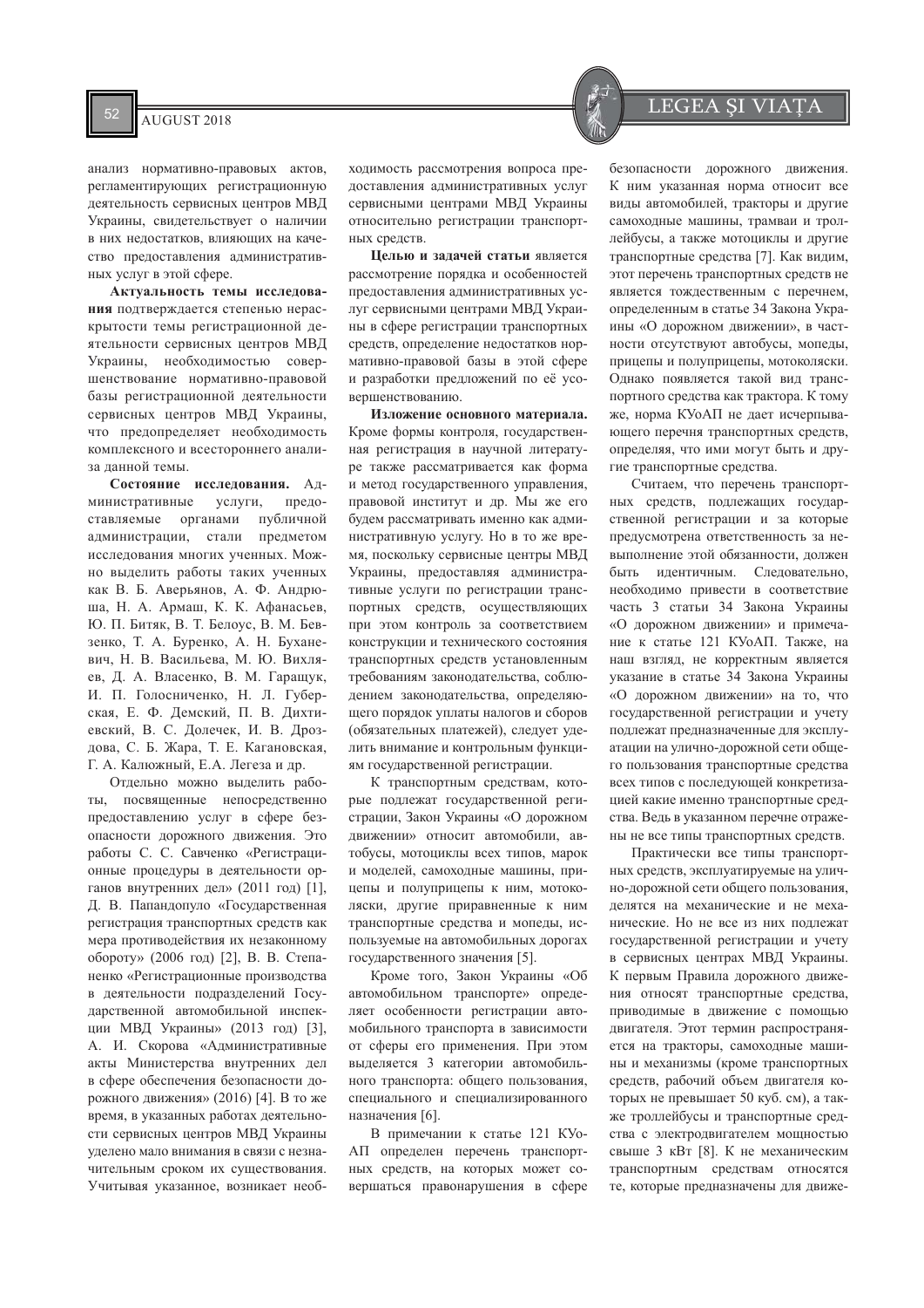анализ нормативно-правовых актов, регламентирующих регистрационную деятельность сервисных центров МВД Украины, свидетельствует о наличии в них недостатков, влияющих на качество предоставления административных услуг в этой сфере.

**Актуальность темы исследования** подтверждается степенью нераскрытости темы регистрационной деятельности сервисных центров МВД Украины, необходимостью совершенствование нормативно-правовой базы регистрационной деятельности сервисных центров МВД Украины, что предопределяет необходимость комплексного и всестороннего анализа данной темы.

**Состояние исследования.** Административные услуги, предоставляемые органами публичной администрации, стали предметом исследования многих ученых. Можно выделить работы таких ученых как В. Б. Аверьянов, А. Ф. Андрюша, Н. А. Армаш, К. К. Афанасьев, Ю. П. Битяк, В. Т. Белоус, В. М. Бевзенко, Т. А. Буренко, А. Н. Буханевич, Н. В. Васильева, М. Ю. Вихляев, Д. А. Власенко, В. М. Гаращук, И. П. Голосниченко, Н. Л. Губерская, Е. Ф. Демский, П. В. Дихтиевский, В. С. Долечек, И. В. Дроздова, С. Б. Жара, Т. Е. Кагановская, Г. А. Калюжный, Е.А. Легеза и др.

Отдельно можно выделить работы, посвященные непосредственно предоставлению услуг в сфере безопасности дорожного движения. Это работы С. С. Савченко «Регистрационные процедуры в деятельности органов внутренних дел» (2011 год) [1], Д. В. Папандопуло «Государственная регистрация транспортных средств как мера противодействия их незаконному обороту» (2006 год) [2], В. В. Степаненко «Регистрационные производства в деятельности подразделений Государственной автомобильной инспекции МВД Украины» (2013 год) [3], А. И. Скорова «Административные акты Министерства внутренних дел в сфере обеспечения безопасности дорожного движения» (2016) [4]. В то же время, в указанных работах деятельности сервисных центров МВД Украины уделено мало внимания в связи с незначительным сроком их существования. Учитывая указанное, возникает необходимость рассмотрения вопроса предоставления административных услуг сервисными центрами МВД Украины относительно регистрации транспортных средств.

**Целью и задачей статьи** является рассмотрение порядка и особенностей предоставления административных услуг сервисными центрами МВД Украины в сфере регистрации транспортных средств, определение недостатков нормативно-правовой базы в этой сфере и разработки предложений по её усовершенствованию.

**Изложение основного материала.** Кроме формы контроля, государственная регистрация в научной литературе также рассматривается как форма и метод государственного управления, правовой институт и др. Мы же его будем рассматривать именно как административную услугу. Но в то же время, поскольку сервисные центры МВД Украины, предоставляя административные услуги по регистрации транспортных средств, осуществляющих при этом контроль за соответствием конструкции и технического состояния транспортных средств установленным требованиям законодательства, соблюдением законодательства, определяющего порядок уплаты налогов и сборов (обязательных платежей), следует уделить внимание и контрольным функциям государственной регистрации.

К транспортным средствам, которые подлежат государственной регистрации, Закон Украины «О дорожном движении» относит автомобили, автобусы, мотоциклы всех типов, марок и моделей, самоходные машины, прицепы и полуприцепы к ним, мотоколяски, другие приравненные к ним транспортные средства и мопеды, используемые на автомобильных дорогах государственного значения [5].

Кроме того, Закон Украины «Об автомобильном транспорте» определяет особенности регистрации автомобильного транспорта в зависимости от сферы его применения. При этом выделяется 3 категории автомобильного транспорта: общего пользования, специального и специализированного назначения [6].

В примечании к статье 121 КУоАП определен перечень транспортных средств, на которых может совершаться правонарушения в сфере безопасности дорожного движения. К ним указанная норма относит все виды автомобилей, тракторы и другие самоходные машины, трамваи и троллейбусы, а также мотоциклы и другие транспортные средства [7]. Как видим, этот перечень транспортных средств не является тождественным с перечнем, определенным в статье 34 Закона Украины «О дорожном движении», в частности отсутствуют автобусы, мопеды, прицепы и полуприцепы, мотоколяски. Однако появляется такой вид транспортного средства как трактора. К тому же, норма КУоАП не дает исчерпывающего перечня транспортных средств, определяя, что ими могут быть и другие транспортные средства.

Считаем, что перечень транспортных средств, подлежащих государственной регистрации и за которые предусмотрена ответственность за невыполнение этой обязанности, должен быть идентичным. Следовательно, необходимо привести в соответствие часть 3 статьи 34 Закона Украины «О дорожном движении» и примечание к статье 121 КУоАП. Также, на наш взгляд, не корректным является указание в статье 34 Закона Украины «О дорожном движении» на то, что государственной регистрации и учету подлежат предназначенные для эксплуатации на улично-дорожной сети общего пользования транспортные средства всех типов с последующей конкретизацией какие именно транспортные средства. Ведь в указанном перечне отражены не все типы транспортных средств.

Практически все типы транспортных средств, эксплуатируемые на улично-дорожной сети общего пользования, делятся на механические и не механические. Но не все из них подлежат государственной регистрации и учету в сервисных центрах МВД Украины. К первым Правила дорожного движения относят транспортные средства, приводимые в движение с помощью двигателя. Этот термин распространяется на тракторы, самоходные машины и механизмы (кроме транспортных средств, рабочий объем двигателя которых не превышает 50 куб. см), а также троллейбусы и транспортные средства с электродвигателем мощностью свыше 3 кВт [8]. К не механическим транспортным средствам относятся те, которые предназначены для движе-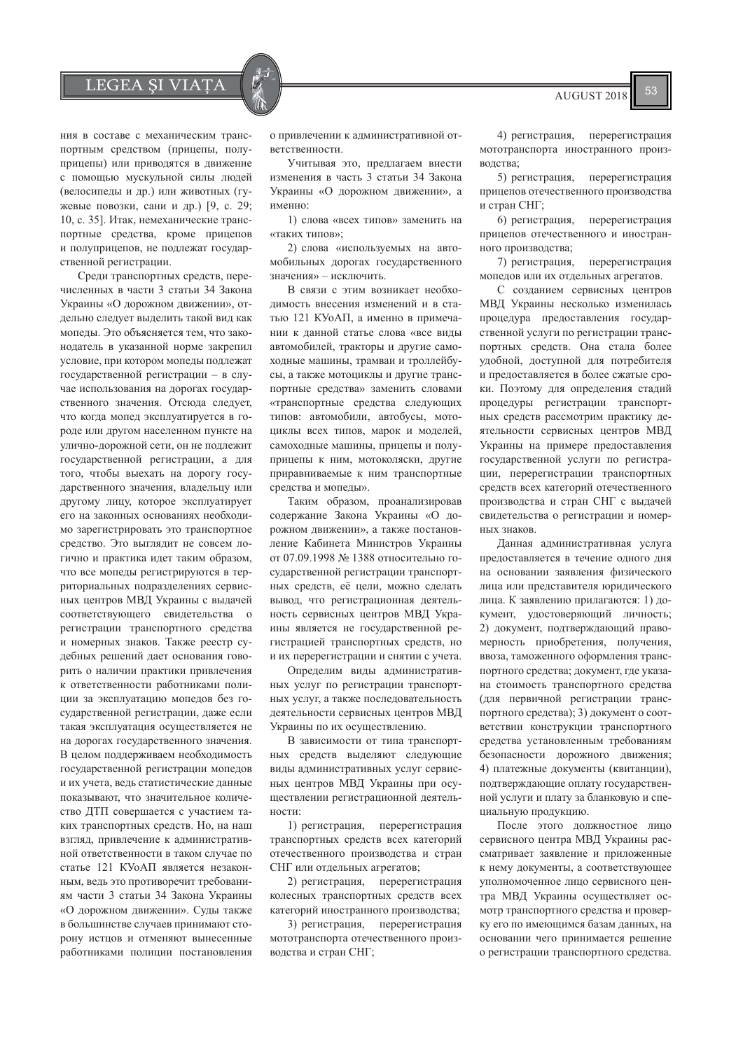ния в составе с механическим транспортным средством (прицепы, полуприцепы) или приводятся в движение с помощью мускульной силы людей (велосипеды и др.) или животных (гужевые повозки, сани и др.) [9, с. 29; 10, с. 35]. Итак, немеханические транспортные средства, кроме прицепов и полуприцепов, не подлежат государственной регистрации.

Среди транспортных средств, перечисленных в части 3 статьи 34 Закона Украины «О дорожном движении», отдельно следует выделить такой вид как мопеды. Это объясняется тем, что законодатель в указанной норме закрепил условие, при котором мопеды подлежат государственной регистрации – в случае использования на дорогах государственного значения. Отсюда следует, что когда мопед эксплуатируется в городе или другом населенном пункте на улично-дорожной сети, он не подлежит государственной регистрации, а для того, чтобы выехать на дорогу государственного значения, владельцу или другому лицу, которое эксплуатирует его на законных основаниях необходимо зарегистрировать это транспортное средство. Это выглядит не совсем логично и практика идет таким образом, что все мопеды регистрируются в территориальных подразделениях сервисных центров МВД Украины с выдачей соответствующего свидетельства о регистрации транспортного средства и номерных знаков. Также реестр судебных решений дает основания говорить о наличии практики привлечения к ответственности работниками полиции за эксплуатацию мопедов без государственной регистрации, даже если такая эксплуатация осуществляется не на дорогах государственного значения. В целом поддерживаем необходимость государственной регистрации мопедов и их учета, ведь статистические данные показывают, что значительное количество ДТП совершается с участием таких транспортных средств. Но, на наш взгляд, привлечение к административной ответственности в таком случае по статье 121 КУоАП является незаконным, ведь это противоречит требованиям части 3 статьи 34 Закона Украины «О дорожном движении». Суды также в большинстве случаев принимают сторону истцов и отменяют вынесенные работниками полиции постановления о привлечении к административной ответственности.

Учитывая это, предлагаем внести изменения в часть 3 статьи 34 Закона Украины «О дорожном движении», а именно:

1) слова «всех типов» заменить на «таких типов»;

2) слова «используемых на автомобильных дорогах государственного значения» – исключить.

В связи с этим возникает необходимость внесения изменений и в статью 121 КУоАП, а именно в примечании к данной статье слова «все виды автомобилей, тракторы и другие самоходные машины, трамваи и троллейбусы, а также мотоциклы и другие транспортные средства» заменить словами «транспортные средства следующих типов: автомобили, автобусы, мотоциклы всех типов, марок и моделей, самоходные машины, прицепы и полуприцепы к ним, мотоколяски, другие приравниваемые к ним транспортные средства и мопеды».

Таким образом, проанализировав содержание Закона Украины «О дорожном движении», а также постановление Кабинета Министров Украины от 07.09.1998 № 1388 относительно государственной регистрации транспортных средств, её цели, можно сделать вывод, что регистрационная деятельность сервисных центров МВД Украины является не государственной регистрацией транспортных средств, но и их перерегистрации и снятии с учета.

Определим виды административных услуг по регистрации транспортных услуг, а также последовательность деятельности сервисных центров МВД Украины по их осуществлению.

В зависимости от типа транспортных средств выделяют следующие виды административных услуг сервисных центров МВД Украины при осуществлении регистрационной деятельности:

1) регистрация, перерегистрация транспортных средств всех категорий отечественного производства и стран СНГ или отдельных агрегатов;

2) регистрация, перерегистрация колесных транспортных средств всех категорий иностранного производства;

3) регистрация, перерегистрация мототранспорта отечественного производства и стран СНГ;

4) регистрация, перерегистрация мототранспорта иностранного производства;

5) регистрация, перерегистрация прицепов отечественного производства и стран СНГ;

6) регистрация, перерегистрация прицепов отечественного и иностранного производства;

7) регистрация, перерегистрация мопедов или их отдельных агрегатов.

С созданием сервисных центров МВД Украины несколько изменилась процедура предоставления государственной услуги по регистрации транспортных средств. Она стала более удобной, доступной для потребителя и предоставляется в более сжатые сроки. Поэтому для определения стадий процедуры регистрации транспортных средств рассмотрим практику деятельности сервисных центров МВД Украины на примере предоставления государственной услуги по регистрации, перерегистрации транспортных средств всех категорий отечественного производства и стран СНГ с выдачей свидетельства о регистрации и номерных знаков.

Данная административная услуга предоставляется в течение одного дня на основании заявления физического лица или представителя юридического лица. К заявлению прилагаются: 1) документ, удостоверяющий личность; 2) документ, подтверждающий правомерность приобретения, получения, ввоза, таможенного оформления транспортного средства; документ, где указана стоимость транспортного средства (для первичной регистрации транспортного средства); 3) документ о соответствии конструкции транспортного средства установленным требованиям безопасности дорожного движения; 4) платежные документы (квитанции), подтверждающие оплату государственной услуги и плату за бланковую и специальную продукцию.

После этого должностное лицо сервисного центра МВД Украины рассматривает заявление и приложенные к нему документы, а соответствующее уполномоченное лицо сервисного центра МВД Украины осуществляет осмотр транспортного средства и проверку его по имеющимся базам данных, на основании чего принимается решение о регистрации транспортного средства.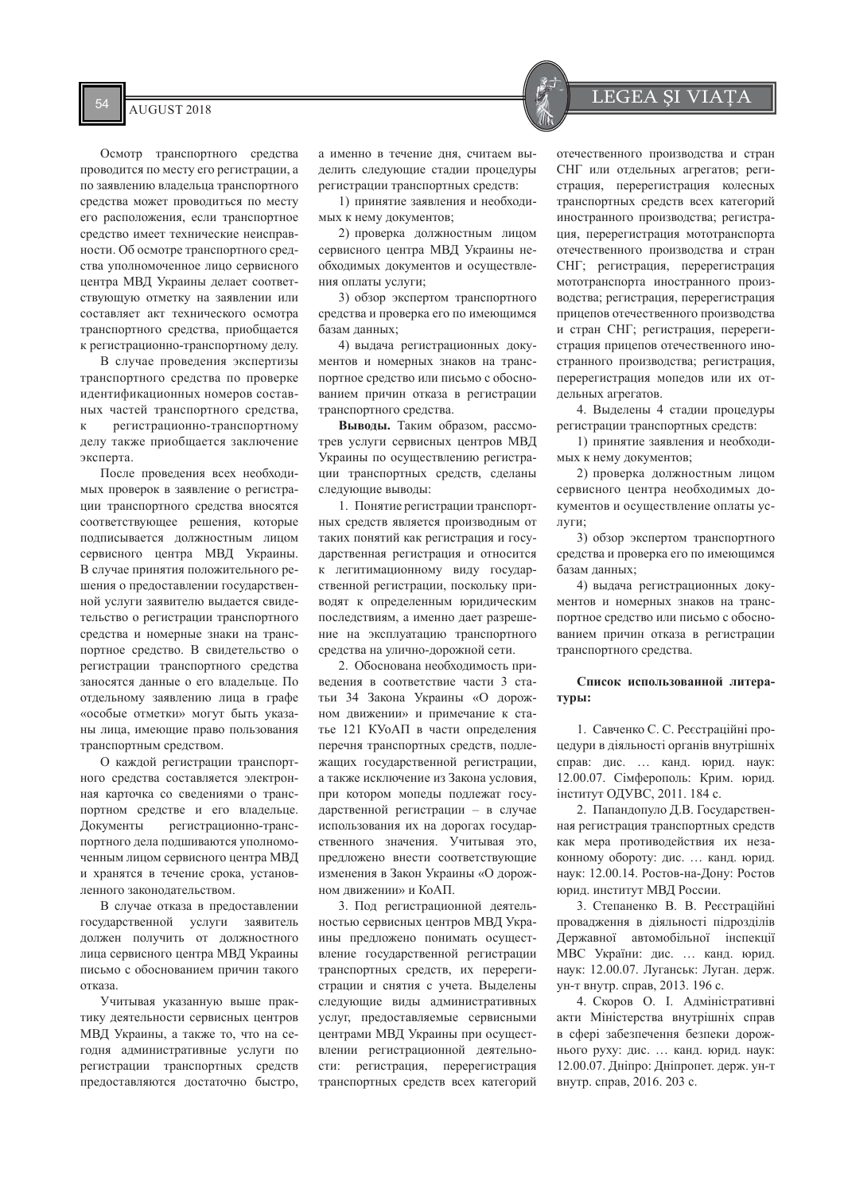Осмотр транспортного средства проводится по месту его регистрации, а по заявлению владельца транспортного средства может проводиться по месту его расположения, если транспортное средство имеет технические неисправности. Об осмотре транспортного средства уполномоченное лицо сервисного центра МВД Украины делает соответствующую отметку на заявлении или составляет акт технического осмотра транспортного средства, приобщается к регистрационно-транспортному делу.

В случае проведения экспертизы транспортного средства по проверке идентификационных номеров составных частей транспортного средства, к регистрационно-транспортному делу также приобщается заключение эксперта.

После проведения всех необходимых проверок в заявление о регистрации транспортного средства вносятся соответствующие решения, которые подписывается должностным лицом сервисного центра МВД Украины. В случае принятия положительного решения о предоставлении государственной услуги заявителю выдается свидетельство о регистрации транспортного средства и номерные знаки на транспортное средство. В свидетельство о регистрации транспортного средства заносятся данные о его владельце. По отдельному заявлению лица в графе «особые отметки» могут быть указаны лица, имеющие право пользования транспортным средством.

О каждой регистрации транспортного средства составляется электронная карточка со сведениями о транспортном средстве и его владельце. Документы регистрационно-транспортного дела подшиваются уполномоченным лицом сервисного центра МВД и хранятся в течение срока, установленного законодательством.

В случае отказа в предоставлении государственной услуги заявитель должен получить от должностного лица сервисного центра МВД Украины письмо с обоснованием причин такого отказа.

Учитывая указанную выше практику деятельности сервисных центров МВД Украины, а также то, что на сегодня административные услуги по регистрации транспортных средств предоставляются достаточно быстро, а именно в течение дня, считаем выделить следующие стадии процедуры регистрации транспортных средств:

1) принятие заявления и необходимых к нему документов;

2) проверка должностным лицом сервисного центра МВД Украины необходимых документов и осуществления оплаты услуги;

3) обзор экспертом транспортного средства и проверка его по имеющимся базам данных;

4) выдача регистрационных документов и номерных знаков на транспортное средство или письмо с обоснованием причин отказа в регистрации транспортного средства.

**Выводы.** Таким образом, рассмотрев услуги сервисных центров МВД Украины по осуществлению регистрации транспортных средств, сделаны следующие выводы:

1. Понятие регистрации транспортных средств является производным от таких понятий как регистрация и государственная регистрация и относится к легитимационному виду государственной регистрации, поскольку приводят к определенным юридическим последствиям, а именно дает разрешение на эксплуатацию транспортного средства на улично-дорожной сети.

2. Обоснована необходимость приведения в соответствие части 3 статьи 34 Закона Украины «О дорожном движении» и примечание к статье 121 КУоАП в части определения перечня транспортных средств, подлежащих государственной регистрации, а также исключение из Закона условия, при котором мопеды подлежат государственной регистрации – в случае использования их на дорогах государственного значения. Учитывая это, предложено внести соответствующие изменения в Закон Украины «О дорожном движении» и КоАП.

3. Под регистрационной деятельностью сервисных центров МВД Украины предложено понимать осуществление государственной регистрации транспортных средств, их перерегистрации и снятия с учета. Выделены следующие виды административных услуг, предоставляемые сервисными центрами МВД Украины при осуществлении регистрационной деятельности: регистрация, перерегистрация транспортных средств всех категорий отечественного производства и стран СНГ или отдельных агрегатов; регистрация, перерегистрация колесных транспортных средств всех категорий иностранного производства; регистрация, перерегистрация мототранспорта отечественного производства и стран СНГ; регистрация, перерегистрация мототранспорта иностранного производства; регистрация, перерегистрация прицепов отечественного производства и стран СНГ; регистрация, перерегистрация прицепов отечественного иностранного производства; регистрация, перерегистрация мопедов или их отдельных агрегатов.

4. Выделены 4 стадии процедуры регистрации транспортных средств:

1) принятие заявления и необходимых к нему документов;

2) проверка должностным лицом сервисного центра необходимых документов и осуществление оплаты услуги;

3) обзор экспертом транспортного средства и проверка его по имеющимся базам данных;

4) выдача регистрационных документов и номерных знаков на транспортное средство или письмо с обоснованием причин отказа в регистрации транспортного средства.

**Список использованной литературы:**

1. Савченко С. С. Реєстраційні процедури в діяльності органів внутрішніх справ: дис. … канд. юрид. наук: 12.00.07. Сімферополь: Крим. юрид. інститут ОДУВС, 2011. 184 с.

2. Папандопуло Д.В. Государственная регистрация транспортных средств как мера противодействия их незаконному обороту: дис. … канд. юрид. наук: 12.00.14. Ростов-на-Дону: Ростов юрид. институт МВД России.

3. Степаненко В. В. Реєстраційні провадження в діяльності підрозділів Державної автомобільної інспекції МВС України: дис. … канд. юрид. наук: 12.00.07. Луганськ: Луган. держ. ун-т внутр. справ, 2013. 196 с.

4. Скоров О. І. Адміністративні акти Міністерства внутрішніх справ в сфері забезпечення безпеки дорожнього руху: дис. … канд. юрид. наук: 12.00.07. Дніпро: Дніпропет. держ. ун-т внутр. справ, 2016. 203 с.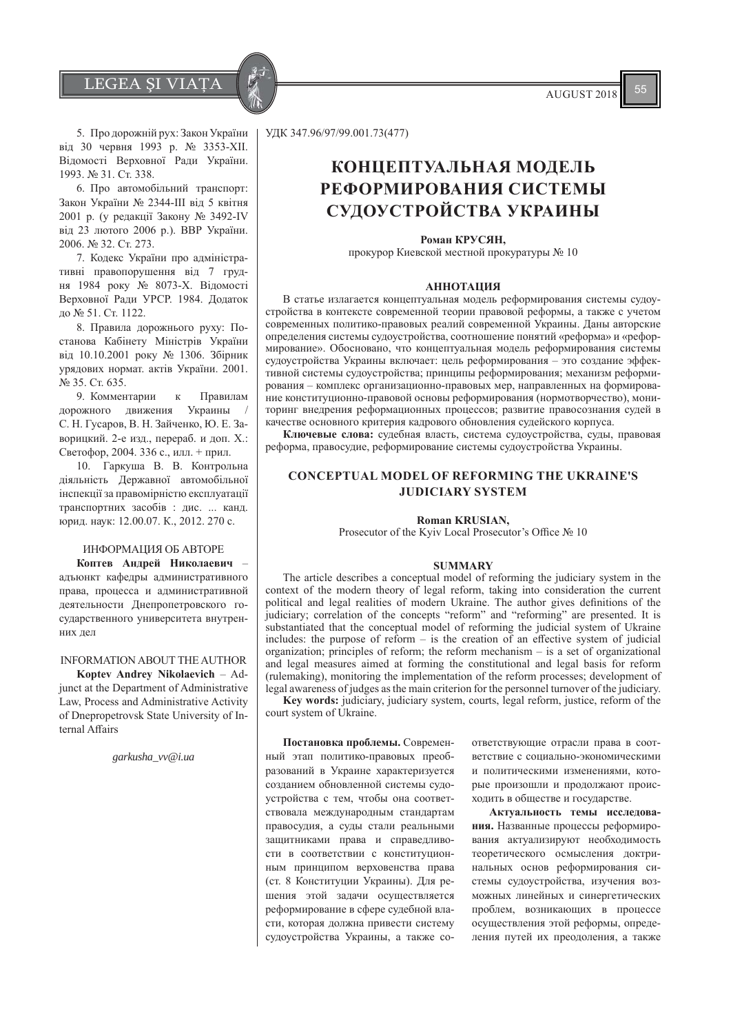5. Про дорожній рух: Закон України від 30 червня 1993 р. № 3353-XII. Відомості Верховної Ради України. 1993. № 31. Ст. 338.

6. Про автомобільний транспорт: Закон України № 2344-III від 5 квітня 2001 р. (у редакції Закону № 3492-IV від 23 лютого 2006 р.). ВВР України. 2006. № 32. Ст. 273.

7. Кодекс України про адміністративні правопорушення від 7 грудня 1984 року № 8073-Х. Відомості Верховної Ради УРСР. 1984. Додаток до № 51. Ст. 1122.

8. Правила дорожнього руху: Постанова Кабінету Міністрів України від 10.10.2001 року № 1306. Збірник урядових нормат. актів України. 2001. № 35. Ст. 635.

9. Комментарии к Правилам дорожного движения Украины / С. Н. Гусаров, В. Н. Зайченко, Ю. Е. Заворицкий. 2-е изд., перераб. и доп. Х.: Светофор, 2004. 336 с., илл. + прил.

10. Гаркуша В. В. Контрольна діяльність Державної автомобільної інспекції за правомірністю експлуатації транспортних засобів : дис. ... канд. юрид. наук: 12.00.07. К., 2012. 270 с.

ИНФОРМАЦИЯ ОБ АВТОРЕ

**Коптев Андрей Николаевич** – адъюнкт кафедры административного права, процесса и административной деятельности Днепропетровского государственного университета внутренних дел

INFORMATION ABOUT THE AUTHOR

**Koptev Andrey Nikolaevich** – Adjunct at the Department of Administrative Law, Process and Administrative Activity of Dnepropetrovsk State University of Internal Affairs

*garkusha_vv@i.ua*

УДК 347.96/97/99.001.73(477)

# КОНЦЕПТУАЛЬНАЯ МОДЕЛЬ РЕФОРМИРОВАНИЯ СИСТЕМЫ СУДОУСТРОЙСТВА УКРАИНЫ

**Роман КРУСЯН,**
прокурор Киевской местной прокуратуры № 10

### АННОТАЦИЯ

В статье излагается концептуальная модель реформирования системы судоустройства в контексте современной теории правовой реформы, а также с учетом современных политико-правовых реалий современной Украины. Даны авторские определения системы судоустройства, соотношение понятий «реформа» и «реформирование». Обосновано, что концептуальная модель реформирования системы судоустройства Украины включает: цель реформирования – это создание эффективной системы судоустройства; принципы реформирования; механизм реформирования – комплекс организационно-правовых мер, направленных на формирование конституционно-правовой основы реформирования (нормотворчество), мониторинг внедрения реформационных процессов; развитие правосознания судей в качестве основного критерия кадрового обновления судейского корпуса.

**Ключевые слова:** судебная власть, система судоустройства, суды, правовая реформа, правосудие, реформирование системы судоустройства Украины.

# CONCEPTUAL MODEL OF REFORMING THE UKRAINE'S JUDICIARY SYSTEM

**Roman KRUSIAN,**
Prosecutor of the Kyiv Local Prosecutor's Office № 10

### SUMMARY

The article describes a conceptual model of reforming the judiciary system in the context of the modern theory of legal reform, taking into consideration the current political and legal realities of modern Ukraine. The author gives definitions of the judiciary; correlation of the concepts "reform" and "reforming" are presented. It is substantiated that the conceptual model of reforming the judicial system of Ukraine includes: the purpose of reform – is the creation of an effective system of judicial organization; principles of reform; the reform mechanism – is a set of organizational and legal measures aimed at forming the constitutional and legal basis for reform (rulemaking), monitoring the implementation of the reform processes; development of legal awareness of judges as the main criterion for the personnel turnover of the judiciary.

**Key words:** judiciary, judiciary system, courts, legal reform, justice, reform of the court system of Ukraine.

**Постановка проблемы.** Современный этап политико-правовых преобразований в Украине характеризуется созданием обновленной системы судоустройства с тем, чтобы она соответствовала международным стандартам правосудия, а суды стали реальными защитниками права и справедливости в соответствии с конституционным принципом верховенства права (ст. 8 Конституции Украины). Для решения этой задачи осуществляется реформирование в сфере судебной власти, которая должна привести систему судоустройства Украины, а также соответствующие отрасли права в соответствие с социально-экономическими и политическими изменениями, которые произошли и продолжают происходить в обществе и государстве.

**Актуальность темы исследования.** Названные процессы реформирования актуализируют необходимость теоретического осмысления доктринальных основ реформирования системы судоустройства, изучения возможных линейных и синергетических проблем, возникающих в процессе осуществления этой реформы, определения путей их преодоления, а также